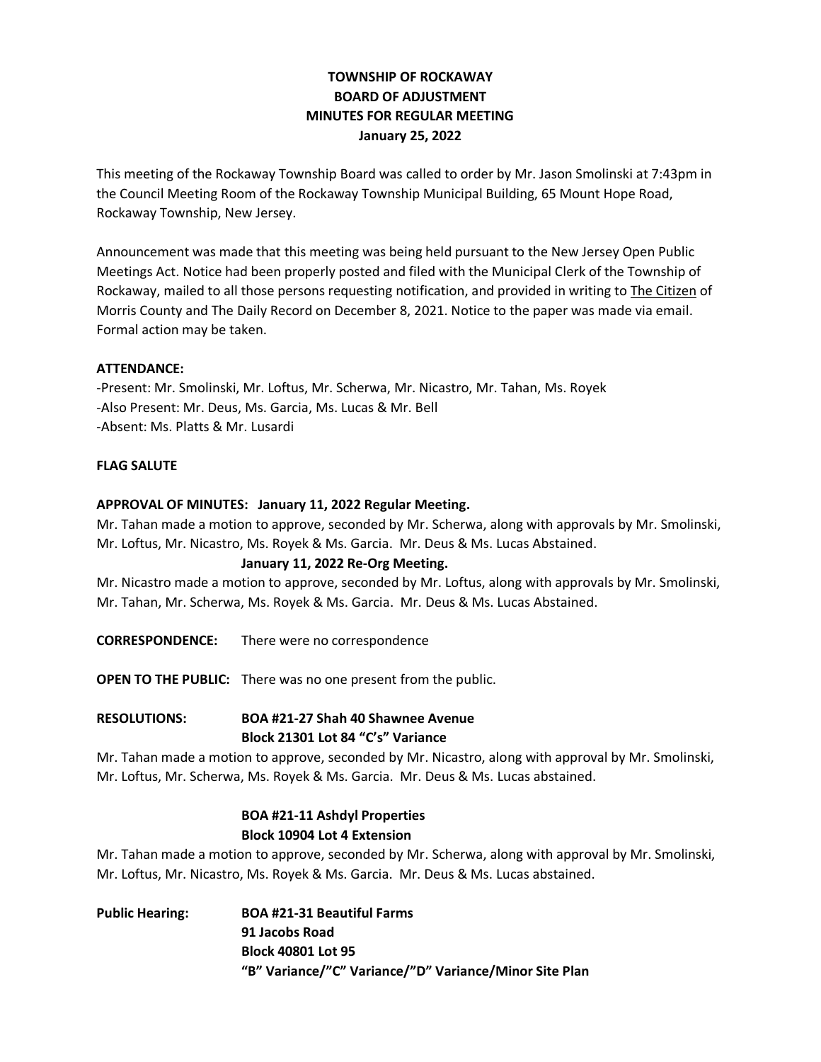**TOWNSHIP OF ROCKAWAY**
**BOARD OF ADJUSTMENT**
**MINUTES FOR REGULAR MEETING**
**January 25, 2022**

This meeting of the Rockaway Township Board was called to order by Mr. Jason Smolinski at 7:43pm in the Council Meeting Room of the Rockaway Township Municipal Building, 65 Mount Hope Road, Rockaway Township, New Jersey.

Announcement was made that this meeting was being held pursuant to the New Jersey Open Public Meetings Act. Notice had been properly posted and filed with the Municipal Clerk of the Township of Rockaway, mailed to all those persons requesting notification, and provided in writing to The Citizen of Morris County and The Daily Record on December 8, 2021. Notice to the paper was made via email. Formal action may be taken.

**ATTENDANCE:**

-Present: Mr. Smolinski, Mr. Loftus, Mr. Scherwa, Mr. Nicastro, Mr. Tahan, Ms. Royek
-Also Present: Mr. Deus, Ms. Garcia, Ms. Lucas & Mr. Bell
-Absent: Ms. Platts & Mr. Lusardi

**FLAG SALUTE**

**APPROVAL OF MINUTES: January 11, 2022 Regular Meeting.**

Mr. Tahan made a motion to approve, seconded by Mr. Scherwa, along with approvals by Mr. Smolinski, Mr. Loftus, Mr. Nicastro, Ms. Royek & Ms. Garcia. Mr. Deus & Ms. Lucas Abstained.

**January 11, 2022 Re-Org Meeting.**

Mr. Nicastro made a motion to approve, seconded by Mr. Loftus, along with approvals by Mr. Smolinski, Mr. Tahan, Mr. Scherwa, Ms. Royek & Ms. Garcia. Mr. Deus & Ms. Lucas Abstained.

**CORRESPONDENCE:** There were no correspondence

**OPEN TO THE PUBLIC:** There was no one present from the public.

**RESOLUTIONS: BOA #21-27 Shah 40 Shawnee Avenue**
**Block 21301 Lot 84 "C's" Variance**

Mr. Tahan made a motion to approve, seconded by Mr. Nicastro, along with approval by Mr. Smolinski, Mr. Loftus, Mr. Scherwa, Ms. Royek & Ms. Garcia. Mr. Deus & Ms. Lucas abstained.

**BOA #21-11 Ashdyl Properties**
**Block 10904 Lot 4 Extension**

Mr. Tahan made a motion to approve, seconded by Mr. Scherwa, along with approval by Mr. Smolinski, Mr. Loftus, Mr. Nicastro, Ms. Royek & Ms. Garcia. Mr. Deus & Ms. Lucas abstained.

**Public Hearing: BOA #21-31 Beautiful Farms**
**91 Jacobs Road**
**Block 40801 Lot 95**
**"B" Variance/"C" Variance/"D" Variance/Minor Site Plan**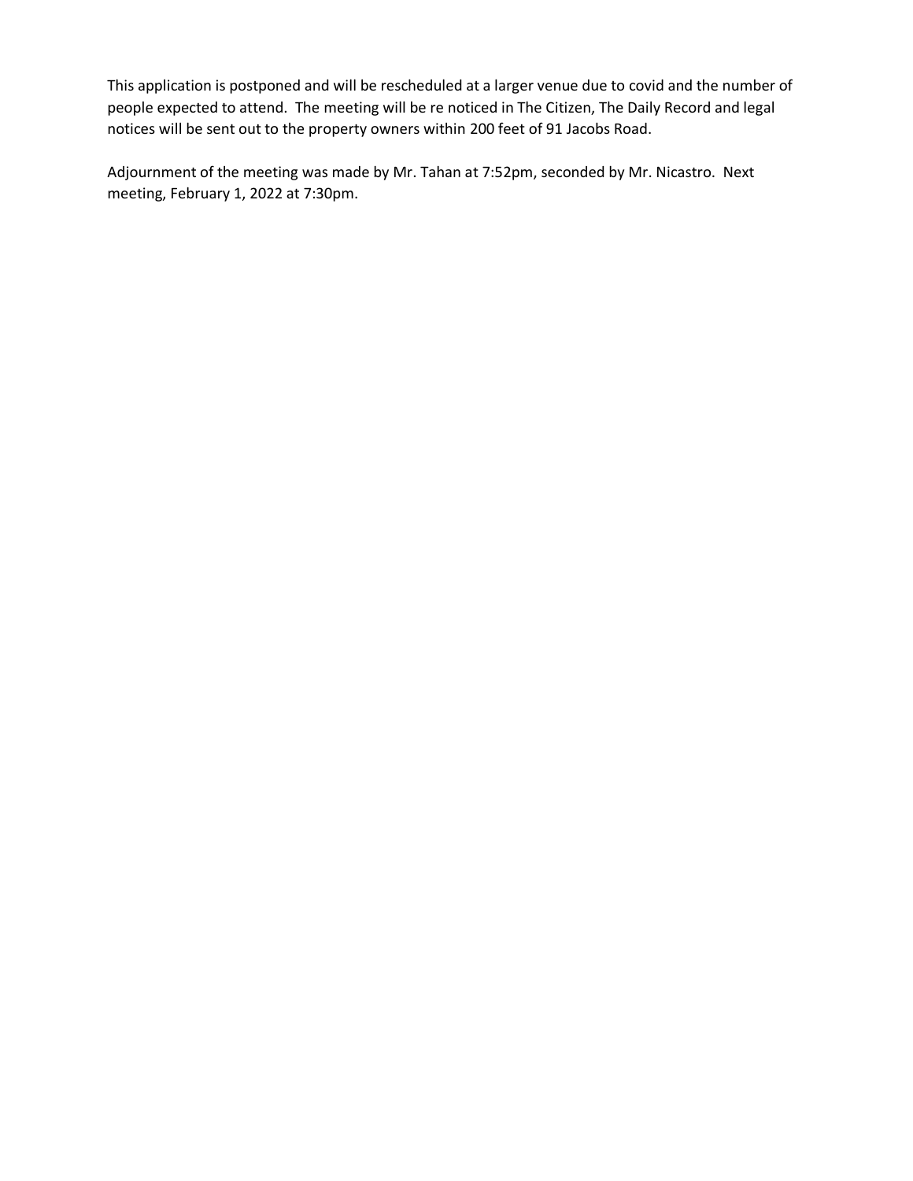This application is postponed and will be rescheduled at a larger venue due to covid and the number of people expected to attend. The meeting will be re noticed in The Citizen, The Daily Record and legal notices will be sent out to the property owners within 200 feet of 91 Jacobs Road.

Adjournment of the meeting was made by Mr. Tahan at 7:52pm, seconded by Mr. Nicastro. Next meeting, February 1, 2022 at 7:30pm.